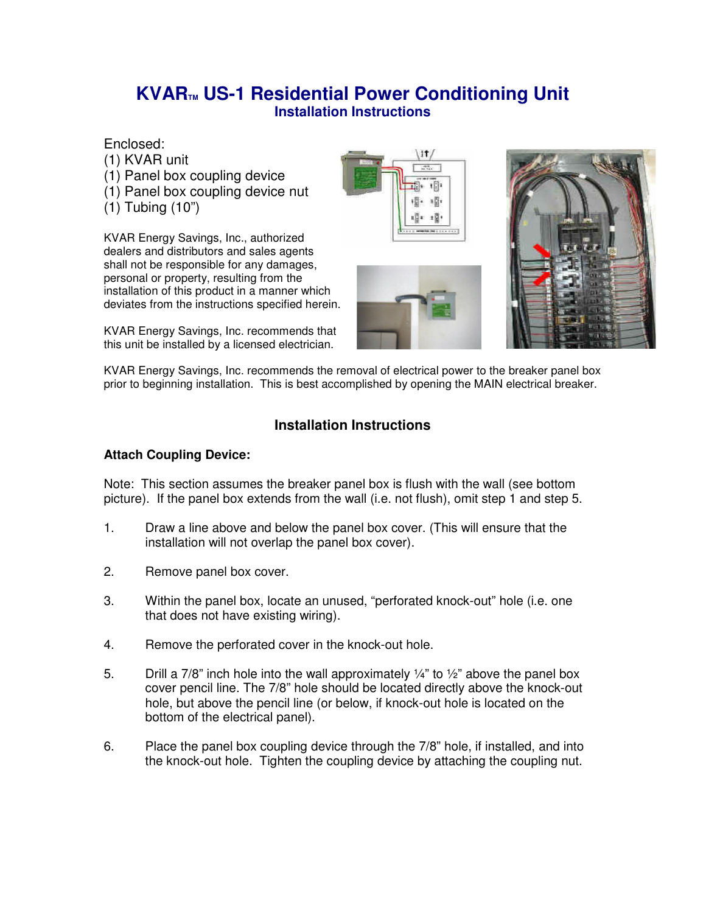# KVAR™ US-1 Residential Power Conditioning Unit

## Installation Instructions

Enclosed:
(1) KVAR unit
(1) Panel box coupling device
(1) Panel box coupling device nut
(1) Tubing (10")

KVAR Energy Savings, Inc., authorized dealers and distributors and sales agents shall not be responsible for any damages, personal or property, resulting from the installation of this product in a manner which deviates from the instructions specified herein.

KVAR Energy Savings, Inc. recommends that this unit be installed by a licensed electrician.

KVAR Energy Savings, Inc. recommends the removal of electrical power to the breaker panel box prior to beginning installation. This is best accomplished by opening the MAIN electrical breaker.

## Installation Instructions

**Attach Coupling Device:**

Note: This section assumes the breaker panel box is flush with the wall (see bottom picture). If the panel box extends from the wall (i.e. not flush), omit step 1 and step 5.

1. Draw a line above and below the panel box cover. (This will ensure that the installation will not overlap the panel box cover).

2. Remove panel box cover.

3. Within the panel box, locate an unused, "perforated knock-out" hole (i.e. one that does not have existing wiring).

4. Remove the perforated cover in the knock-out hole.

5. Drill a 7/8" inch hole into the wall approximately ¼" to ½" above the panel box cover pencil line. The 7/8" hole should be located directly above the knock-out hole, but above the pencil line (or below, if knock-out hole is located on the bottom of the electrical panel).

6. Place the panel box coupling device through the 7/8" hole, if installed, and into the knock-out hole. Tighten the coupling device by attaching the coupling nut.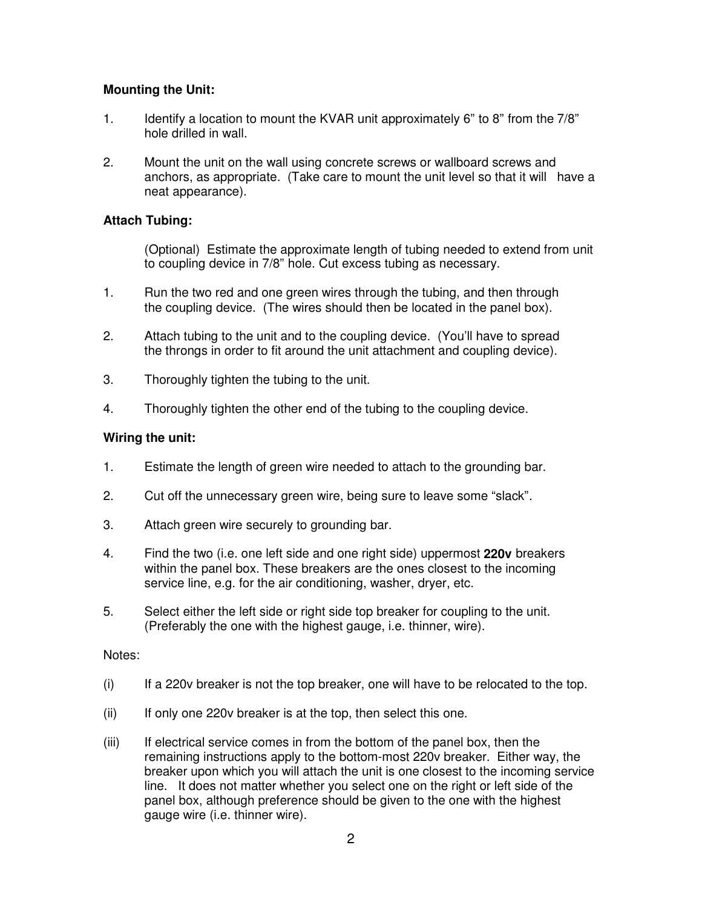**Mounting the Unit:**

1. Identify a location to mount the KVAR unit approximately 6" to 8" from the 7/8" hole drilled in wall.

2. Mount the unit on the wall using concrete screws or wallboard screws and anchors, as appropriate. (Take care to mount the unit level so that it will have a neat appearance).

**Attach Tubing:**

(Optional) Estimate the approximate length of tubing needed to extend from unit to coupling device in 7/8" hole. Cut excess tubing as necessary.

1. Run the two red and one green wires through the tubing, and then through the coupling device. (The wires should then be located in the panel box).

2. Attach tubing to the unit and to the coupling device. (You'll have to spread the throngs in order to fit around the unit attachment and coupling device).

3. Thoroughly tighten the tubing to the unit.

4. Thoroughly tighten the other end of the tubing to the coupling device.

**Wiring the unit:**

1. Estimate the length of green wire needed to attach to the grounding bar.

2. Cut off the unnecessary green wire, being sure to leave some "slack".

3. Attach green wire securely to grounding bar.

4. Find the two (i.e. one left side and one right side) uppermost **220v** breakers within the panel box. These breakers are the ones closest to the incoming service line, e.g. for the air conditioning, washer, dryer, etc.

5. Select either the left side or right side top breaker for coupling to the unit. (Preferably the one with the highest gauge, i.e. thinner, wire).

Notes:

(i) If a 220v breaker is not the top breaker, one will have to be relocated to the top.

(ii) If only one 220v breaker is at the top, then select this one.

(iii) If electrical service comes in from the bottom of the panel box, then the remaining instructions apply to the bottom-most 220v breaker. Either way, the breaker upon which you will attach the unit is one closest to the incoming service line. It does not matter whether you select one on the right or left side of the panel box, although preference should be given to the one with the highest gauge wire (i.e. thinner wire).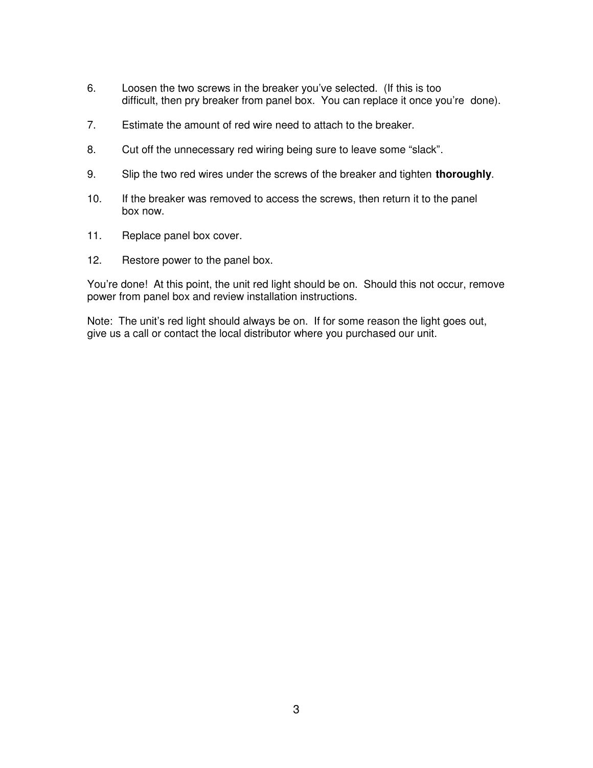6. Loosen the two screws in the breaker you've selected. (If this is too difficult, then pry breaker from panel box. You can replace it once you're done).

7. Estimate the amount of red wire need to attach to the breaker.

8. Cut off the unnecessary red wiring being sure to leave some "slack".

9. Slip the two red wires under the screws of the breaker and tighten **thoroughly**.

10. If the breaker was removed to access the screws, then return it to the panel box now.

11. Replace panel box cover.

12. Restore power to the panel box.

You're done! At this point, the unit red light should be on. Should this not occur, remove power from panel box and review installation instructions.

Note: The unit's red light should always be on. If for some reason the light goes out, give us a call or contact the local distributor where you purchased our unit.